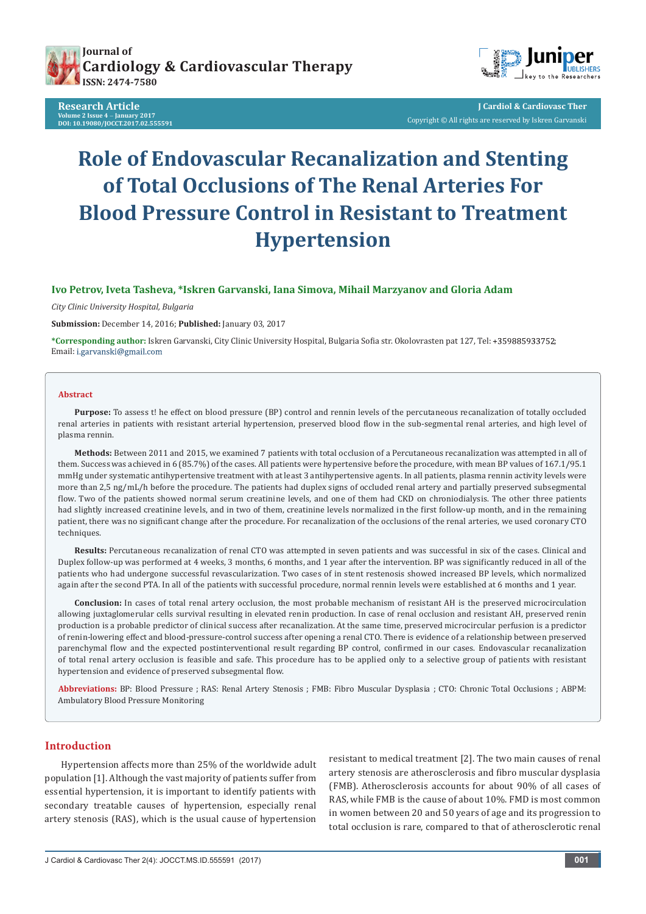# Role of Endovascular Recanalization and Stenting of Total Occlusions of The Renal Arteries For Blood Pressure Control in Resistant to Treatment Hypertension

**Ivo Petrov, Iveta Tasheva, *Iskren Garvanski, Iana Simova, Mihail Marzyanov and Gloria Adam**

*City Clinic University Hospital, Bulgaria*

**Submission:** December 14, 2016; **Published:** January 03, 2017

***Corresponding author:** Iskren Garvanski, City Clinic University Hospital, Bulgaria Sofia str. Okolovrasten pat 127, Tel: +359885933752; Email: i.garvanski@gmail.com

## Abstract

**Purpose:** To assess t! he effect on blood pressure (BP) control and rennin levels of the percutaneous recanalization of totally occluded renal arteries in patients with resistant arterial hypertension, preserved blood flow in the sub-segmental renal arteries, and high level of plasma rennin.

**Methods:** Between 2011 and 2015, we examined 7 patients with total occlusion of a Percutaneous recanalization was attempted in all of them. Success was achieved in 6 (85.7%) of the cases. All patients were hypertensive before the procedure, with mean BP values of 167.1/95.1 mmHg under systematic antihypertensive treatment with at least 3 antihypertensive agents. In all patients, plasma rennin activity levels were more than 2,5 ng/mL/h before the procedure. The patients had duplex signs of occluded renal artery and partially preserved subsegmental flow. Two of the patients showed normal serum creatinine levels, and one of them had CKD on chroniodialysis. The other three patients had slightly increased creatinine levels, and in two of them, creatinine levels normalized in the first follow-up month, and in the remaining patient, there was no significant change after the procedure. For recanalization of the occlusions of the renal arteries, we used coronary CTO techniques.

**Results:** Percutaneous recanalization of renal CTO was attempted in seven patients and was successful in six of the cases. Clinical and Duplex follow-up was performed at 4 weeks, 3 months, 6 months, and 1 year after the intervention. BP was significantly reduced in all of the patients who had undergone successful revascularization. Two cases of in stent restenosis showed increased BP levels, which normalized again after the second PTA. In all of the patients with successful procedure, normal rennin levels were established at 6 months and 1 year.

**Conclusion:** In cases of total renal artery occlusion, the most probable mechanism of resistant AH is the preserved microcirculation allowing juxtaglomerular cells survival resulting in elevated renin production. In case of renal occlusion and resistant AH, preserved renin production is a probable predictor of clinical success after recanalization. At the same time, preserved microcircular perfusion is a predictor of renin-lowering effect and blood-pressure-control success after opening a renal CTO. There is evidence of a relationship between preserved parenchymal flow and the expected postinterventional result regarding BP control, confirmed in our cases. Endovascular recanalization of total renal artery occlusion is feasible and safe. This procedure has to be applied only to a selective group of patients with resistant hypertension and evidence of preserved subsegmental flow.

**Abbreviations:** BP: Blood Pressure ; RAS: Renal Artery Stenosis ; FMB: Fibro Muscular Dysplasia ; CTO: Chronic Total Occlusions ; ABPM: Ambulatory Blood Pressure Monitoring

## Introduction

Hypertension affects more than 25% of the worldwide adult population [1]. Although the vast majority of patients suffer from essential hypertension, it is important to identify patients with secondary treatable causes of hypertension, especially renal artery stenosis (RAS), which is the usual cause of hypertension resistant to medical treatment [2]. The two main causes of renal artery stenosis are atherosclerosis and fibro muscular dysplasia (FMB). Atherosclerosis accounts for about 90% of all cases of RAS, while FMB is the cause of about 10%. FMD is most common in women between 20 and 50 years of age and its progression to total occlusion is rare, compared to that of atherosclerotic renal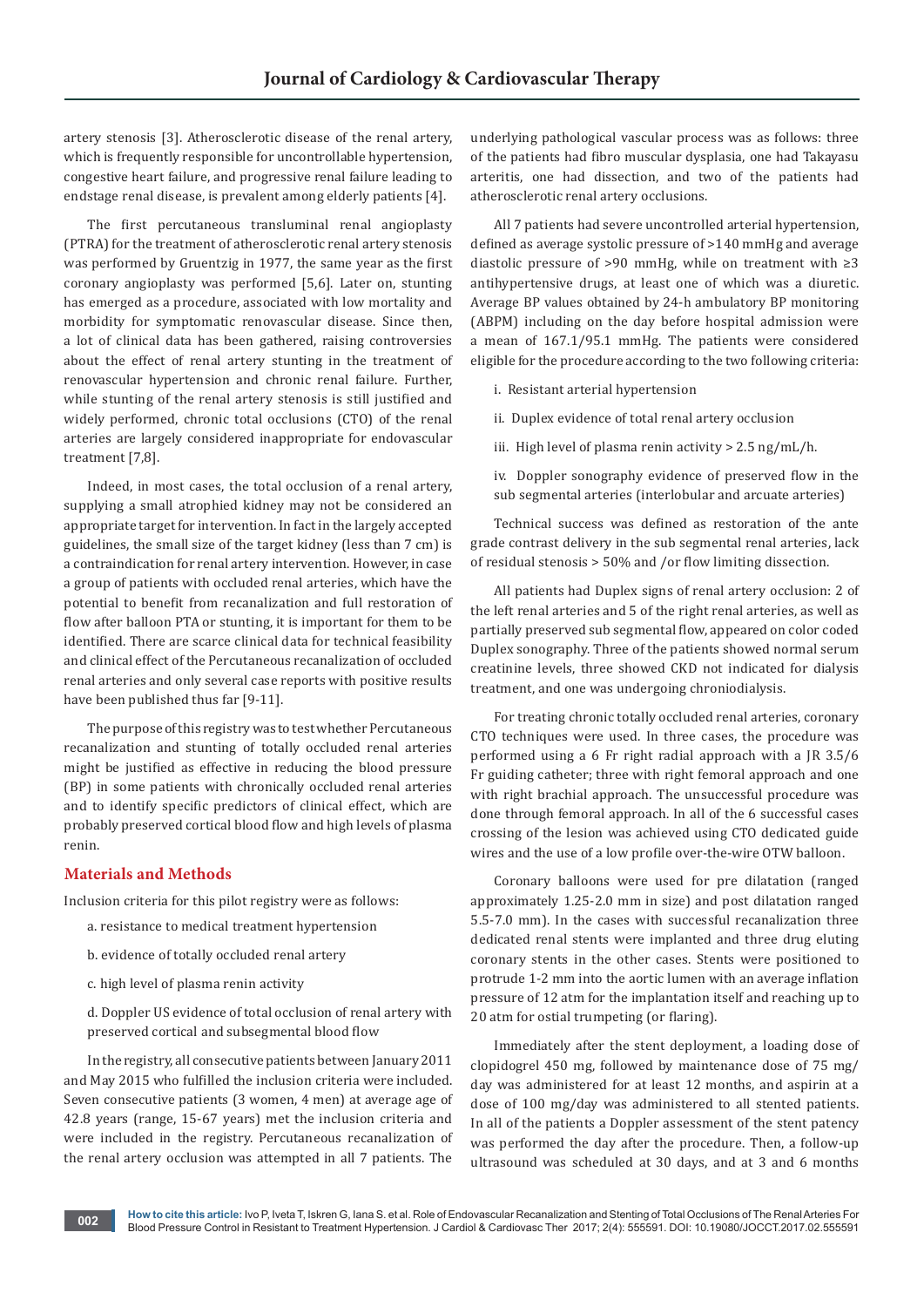artery stenosis [3]. Atherosclerotic disease of the renal artery, which is frequently responsible for uncontrollable hypertension, congestive heart failure, and progressive renal failure leading to endstage renal disease, is prevalent among elderly patients [4].

The first percutaneous transluminal renal angioplasty (PTRA) for the treatment of atherosclerotic renal artery stenosis was performed by Gruentzig in 1977, the same year as the first coronary angioplasty was performed [5,6]. Later on, stunting has emerged as a procedure, associated with low mortality and morbidity for symptomatic renovascular disease. Since then, a lot of clinical data has been gathered, raising controversies about the effect of renal artery stunting in the treatment of renovascular hypertension and chronic renal failure. Further, while stunting of the renal artery stenosis is still justified and widely performed, chronic total occlusions (CTO) of the renal arteries are largely considered inappropriate for endovascular treatment [7,8].

Indeed, in most cases, the total occlusion of a renal artery, supplying a small atrophied kidney may not be considered an appropriate target for intervention. In fact in the largely accepted guidelines, the small size of the target kidney (less than 7 cm) is a contraindication for renal artery intervention. However, in case a group of patients with occluded renal arteries, which have the potential to benefit from recanalization and full restoration of flow after balloon PTA or stunting, it is important for them to be identified. There are scarce clinical data for technical feasibility and clinical effect of the Percutaneous recanalization of occluded renal arteries and only several case reports with positive results have been published thus far [9-11].

The purpose of this registry was to test whether Percutaneous recanalization and stunting of totally occluded renal arteries might be justified as effective in reducing the blood pressure (BP) in some patients with chronically occluded renal arteries and to identify specific predictors of clinical effect, which are probably preserved cortical blood flow and high levels of plasma renin.

## Materials and Methods

Inclusion criteria for this pilot registry were as follows:

a. resistance to medical treatment hypertension

b. evidence of totally occluded renal artery

c. high level of plasma renin activity

d. Doppler US evidence of total occlusion of renal artery with preserved cortical and subsegmental blood flow

In the registry, all consecutive patients between January 2011 and May 2015 who fulfilled the inclusion criteria were included. Seven consecutive patients (3 women, 4 men) at average age of 42.8 years (range, 15-67 years) met the inclusion criteria and were included in the registry. Percutaneous recanalization of the renal artery occlusion was attempted in all 7 patients. The underlying pathological vascular process was as follows: three of the patients had fibro muscular dysplasia, one had Takayasu arteritis, one had dissection, and two of the patients had atherosclerotic renal artery occlusions.

All 7 patients had severe uncontrolled arterial hypertension, defined as average systolic pressure of >140 mmHg and average diastolic pressure of >90 mmHg, while on treatment with ≥3 antihypertensive drugs, at least one of which was a diuretic. Average BP values obtained by 24-h ambulatory BP monitoring (ABPM) including on the day before hospital admission were a mean of 167.1/95.1 mmHg. The patients were considered eligible for the procedure according to the two following criteria:

i. Resistant arterial hypertension

ii. Duplex evidence of total renal artery occlusion

iii. High level of plasma renin activity > 2.5 ng/mL/h.

iv. Doppler sonography evidence of preserved flow in the sub segmental arteries (interlobular and arcuate arteries)

Technical success was defined as restoration of the ante grade contrast delivery in the sub segmental renal arteries, lack of residual stenosis > 50% and /or flow limiting dissection.

All patients had Duplex signs of renal artery occlusion: 2 of the left renal arteries and 5 of the right renal arteries, as well as partially preserved sub segmental flow, appeared on color coded Duplex sonography. Three of the patients showed normal serum creatinine levels, three showed CKD not indicated for dialysis treatment, and one was undergoing chroniodialysis.

For treating chronic totally occluded renal arteries, coronary CTO techniques were used. In three cases, the procedure was performed using a 6 Fr right radial approach with a JR 3.5/6 Fr guiding catheter; three with right femoral approach and one with right brachial approach. The unsuccessful procedure was done through femoral approach. In all of the 6 successful cases crossing of the lesion was achieved using CTO dedicated guide wires and the use of a low profile over-the-wire OTW balloon.

Coronary balloons were used for pre dilatation (ranged approximately 1.25-2.0 mm in size) and post dilatation ranged 5.5-7.0 mm). In the cases with successful recanalization three dedicated renal stents were implanted and three drug eluting coronary stents in the other cases. Stents were positioned to protrude 1-2 mm into the aortic lumen with an average inflation pressure of 12 atm for the implantation itself and reaching up to 20 atm for ostial trumpeting (or flaring).

Immediately after the stent deployment, a loading dose of clopidogrel 450 mg, followed by maintenance dose of 75 mg/day was administered for at least 12 months, and aspirin at a dose of 100 mg/day was administered to all stented patients. In all of the patients a Doppler assessment of the stent patency was performed the day after the procedure. Then, a follow-up ultrasound was scheduled at 30 days, and at 3 and 6 months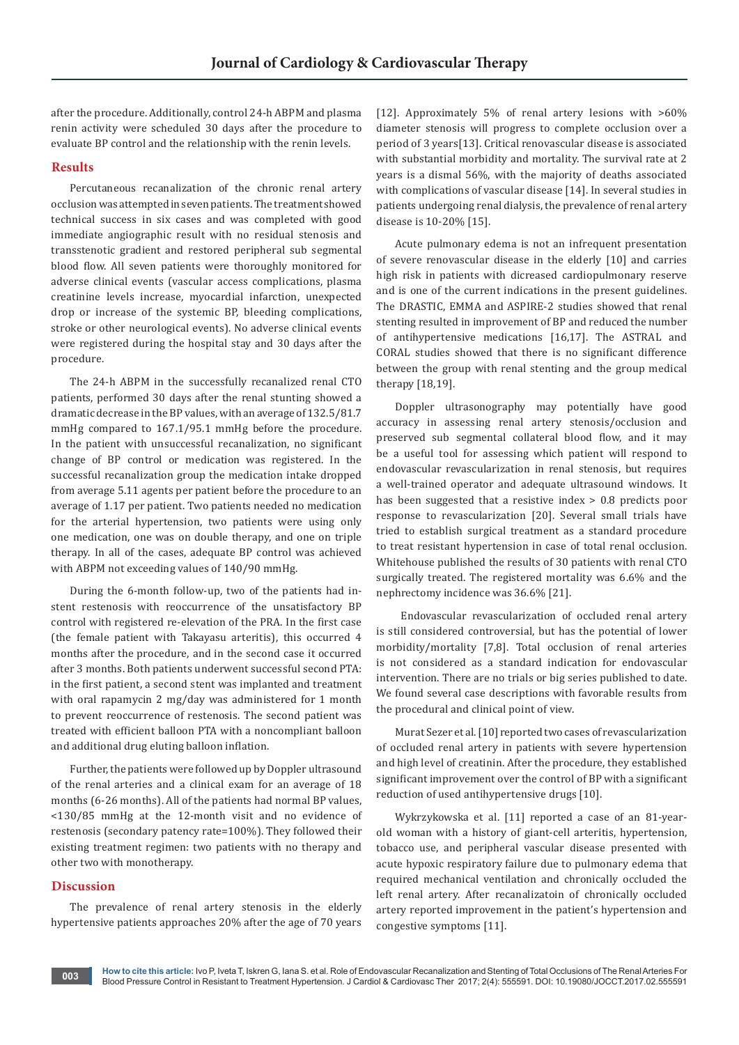after the procedure. Additionally, control 24-h ABPM and plasma renin activity were scheduled 30 days after the procedure to evaluate BP control and the relationship with the renin levels.

## Results

Percutaneous recanalization of the chronic renal artery occlusion was attempted in seven patients. The treatment showed technical success in six cases and was completed with good immediate angiographic result with no residual stenosis and transstenotic gradient and restored peripheral sub segmental blood flow. All seven patients were thoroughly monitored for adverse clinical events (vascular access complications, plasma creatinine levels increase, myocardial infarction, unexpected drop or increase of the systemic BP, bleeding complications, stroke or other neurological events). No adverse clinical events were registered during the hospital stay and 30 days after the procedure.

The 24-h ABPM in the successfully recanalized renal CTO patients, performed 30 days after the renal stunting showed a dramatic decrease in the BP values, with an average of 132.5/81.7 mmHg compared to 167.1/95.1 mmHg before the procedure. In the patient with unsuccessful recanalization, no significant change of BP control or medication was registered. In the successful recanalization group the medication intake dropped from average 5.11 agents per patient before the procedure to an average of 1.17 per patient. Two patients needed no medication for the arterial hypertension, two patients were using only one medication, one was on double therapy, and one on triple therapy. In all of the cases, adequate BP control was achieved with ABPM not exceeding values of 140/90 mmHg.

During the 6-month follow-up, two of the patients had in-stent restenosis with reoccurrence of the unsatisfactory BP control with registered re-elevation of the PRA. In the first case (the female patient with Takayasu arteritis), this occurred 4 months after the procedure, and in the second case it occurred after 3 months. Both patients underwent successful second PTA: in the first patient, a second stent was implanted and treatment with oral rapamycin 2 mg/day was administered for 1 month to prevent reoccurrence of restenosis. The second patient was treated with efficient balloon PTA with a noncompliant balloon and additional drug eluting balloon inflation.

Further, the patients were followed up by Doppler ultrasound of the renal arteries and a clinical exam for an average of 18 months (6-26 months). All of the patients had normal BP values, <130/85 mmHg at the 12-month visit and no evidence of restenosis (secondary patency rate=100%). They followed their existing treatment regimen: two patients with no therapy and other two with monotherapy.

## Discussion

The prevalence of renal artery stenosis in the elderly hypertensive patients approaches 20% after the age of 70 years [12]. Approximately 5% of renal artery lesions with >60% diameter stenosis will progress to complete occlusion over a period of 3 years[13]. Critical renovascular disease is associated with substantial morbidity and mortality. The survival rate at 2 years is a dismal 56%, with the majority of deaths associated with complications of vascular disease [14]. In several studies in patients undergoing renal dialysis, the prevalence of renal artery disease is 10-20% [15].

Acute pulmonary edema is not an infrequent presentation of severe renovascular disease in the elderly [10] and carries high risk in patients with dicreased cardiopulmonary reserve and is one of the current indications in the present guidelines. The DRASTIC, EMMA and ASPIRE-2 studies showed that renal stenting resulted in improvement of BP and reduced the number of antihypertensive medications [16,17]. The ASTRAL and CORAL studies showed that there is no significant difference between the group with renal stenting and the group medical therapy [18,19].

Doppler ultrasonography may potentially have good accuracy in assessing renal artery stenosis/occlusion and preserved sub segmental collateral blood flow, and it may be a useful tool for assessing which patient will respond to endovascular revascularization in renal stenosis, but requires a well-trained operator and adequate ultrasound windows. It has been suggested that a resistive index > 0.8 predicts poor response to revascularization [20]. Several small trials have tried to establish surgical treatment as a standard procedure to treat resistant hypertension in case of total renal occlusion. Whitehouse published the results of 30 patients with renal CTO surgically treated. The registered mortality was 6.6% and the nephrectomy incidence was 36.6% [21].

Endovascular revascularization of occluded renal artery is still considered controversial, but has the potential of lower morbidity/mortality [7,8]. Total occlusion of renal arteries is not considered as a standard indication for endovascular intervention. There are no trials or big series published to date. We found several case descriptions with favorable results from the procedural and clinical point of view.

Murat Sezer et al. [10] reported two cases of revascularization of occluded renal artery in patients with severe hypertension and high level of creatinin. After the procedure, they established significant improvement over the control of BP with a significant reduction of used antihypertensive drugs [10].

Wykrzykowska et al. [11] reported a case of an 81-year-old woman with a history of giant-cell arteritis, hypertension, tobacco use, and peripheral vascular disease presented with acute hypoxic respiratory failure due to pulmonary edema that required mechanical ventilation and chronically occluded the left renal artery. After recanalizatoin of chronically occluded artery reported improvement in the patient's hypertension and congestive symptoms [11].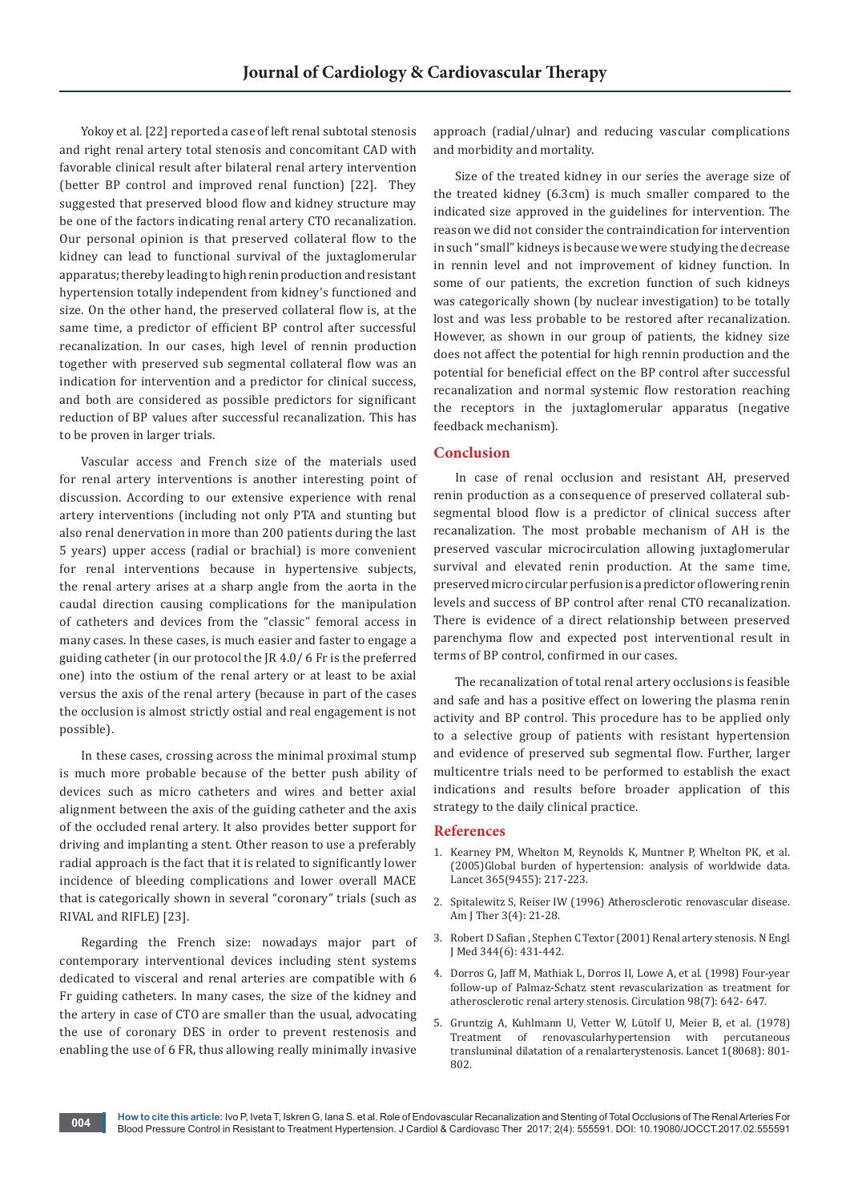Yokoy et al. [22] reported a case of left renal subtotal stenosis and right renal artery total stenosis and concomitant CAD with favorable clinical result after bilateral renal artery intervention (better BP control and improved renal function) [22]. They suggested that preserved blood flow and kidney structure may be one of the factors indicating renal artery CTO recanalization. Our personal opinion is that preserved collateral flow to the kidney can lead to functional survival of the juxtaglomerular apparatus; thereby leading to high renin production and resistant hypertension totally independent from kidney's functioned and size. On the other hand, the preserved collateral flow is, at the same time, a predictor of efficient BP control after successful recanalization. In our cases, high level of rennin production together with preserved sub segmental collateral flow was an indication for intervention and a predictor for clinical success, and both are considered as possible predictors for significant reduction of BP values after successful recanalization. This has to be proven in larger trials.

Vascular access and French size of the materials used for renal artery interventions is another interesting point of discussion. According to our extensive experience with renal artery interventions (including not only PTA and stunting but also renal denervation in more than 200 patients during the last 5 years) upper access (radial or brachial) is more convenient for renal interventions because in hypertensive subjects, the renal artery arises at a sharp angle from the aorta in the caudal direction causing complications for the manipulation of catheters and devices from the "classic" femoral access in many cases. In these cases, is much easier and faster to engage a guiding catheter (in our protocol the JR 4.0/ 6 Fr is the preferred one) into the ostium of the renal artery or at least to be axial versus the axis of the renal artery (because in part of the cases the occlusion is almost strictly ostial and real engagement is not possible).

In these cases, crossing across the minimal proximal stump is much more probable because of the better push ability of devices such as micro catheters and wires and better axial alignment between the axis of the guiding catheter and the axis of the occluded renal artery. It also provides better support for driving and implanting a stent. Other reason to use a preferably radial approach is the fact that it is related to significantly lower incidence of bleeding complications and lower overall MACE that is categorically shown in several "coronary" trials (such as RIVAL and RIFLE) [23].

Regarding the French size: nowadays major part of contemporary interventional devices including stent systems dedicated to visceral and renal arteries are compatible with 6 Fr guiding catheters. In many cases, the size of the kidney and the artery in case of CTO are smaller than the usual, advocating the use of coronary DES in order to prevent restenosis and enabling the use of 6 FR, thus allowing really minimally invasive approach (radial/ulnar) and reducing vascular complications and morbidity and mortality.

Size of the treated kidney in our series the average size of the treated kidney (6.3cm) is much smaller compared to the indicated size approved in the guidelines for intervention. The reason we did not consider the contraindication for intervention in such "small" kidneys is because we were studying the decrease in rennin level and not improvement of kidney function. In some of our patients, the excretion function of such kidneys was categorically shown (by nuclear investigation) to be totally lost and was less probable to be restored after recanalization. However, as shown in our group of patients, the kidney size does not affect the potential for high rennin production and the potential for beneficial effect on the BP control after successful recanalization and normal systemic flow restoration reaching the receptors in the juxtaglomerular apparatus (negative feedback mechanism).

## Conclusion

In case of renal occlusion and resistant AH, preserved renin production as a consequence of preserved collateral sub-segmental blood flow is a predictor of clinical success after recanalization. The most probable mechanism of AH is the preserved vascular microcirculation allowing juxtaglomerular survival and elevated renin production. At the same time, preserved micro circular perfusion is a predictor of lowering renin levels and success of BP control after renal CTO recanalization. There is evidence of a direct relationship between preserved parenchyma flow and expected post interventional result in terms of BP control, confirmed in our cases.

The recanalization of total renal artery occlusions is feasible and safe and has a positive effect on lowering the plasma renin activity and BP control. This procedure has to be applied only to a selective group of patients with resistant hypertension and evidence of preserved sub segmental flow. Further, larger multicentre trials need to be performed to establish the exact indications and results before broader application of this strategy to the daily clinical practice.

## References

1. Kearney PM, Whelton M, Reynolds K, Muntner P, Whelton PK, et al. (2005)Global burden of hypertension: analysis of worldwide data. Lancet 365(9455): 217-223.
2. Spitalewitz S, Reiser IW (1996) Atherosclerotic renovascular disease. Am J Ther 3(4): 21-28.
3. Robert D Safian , Stephen C Textor (2001) Renal artery stenosis. N Engl J Med 344(6): 431-442.
4. Dorros G, Jaff M, Mathiak L, Dorros II, Lowe A, et al. (1998) Four-year follow-up of Palmaz-Schatz stent revascularization as treatment for atherosclerotic renal artery stenosis. Circulation 98(7): 642- 647.
5. Gruntzig A, Kuhlmann U, Vetter W, Lütolf U, Meier B, et al. (1978) Treatment of renovascularhypertension with percutaneous transluminal dilatation of a renalarterystenosis. Lancet 1(8068): 801-802.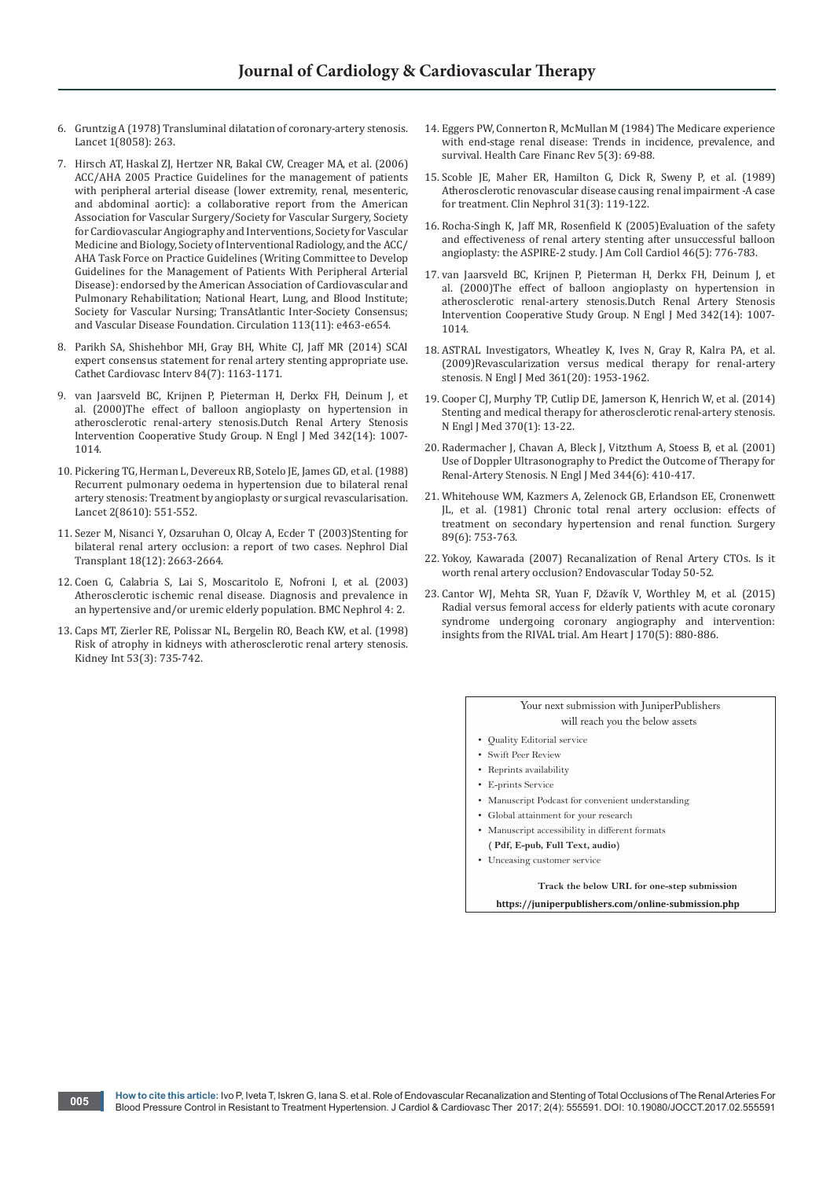6. Gruntzig A (1978) Transluminal dilatation of coronary-artery stenosis. Lancet 1(8058): 263.

7. Hirsch AT, Haskal ZJ, Hertzer NR, Bakal CW, Creager MA, et al. (2006) ACC/AHA 2005 Practice Guidelines for the management of patients with peripheral arterial disease (lower extremity, renal, mesenteric, and abdominal aortic): a collaborative report from the American Association for Vascular Surgery/Society for Vascular Surgery, Society for Cardiovascular Angiography and Interventions, Society for Vascular Medicine and Biology, Society of Interventional Radiology, and the ACC/AHA Task Force on Practice Guidelines (Writing Committee to Develop Guidelines for the Management of Patients With Peripheral Arterial Disease): endorsed by the American Association of Cardiovascular and Pulmonary Rehabilitation; National Heart, Lung, and Blood Institute; Society for Vascular Nursing; TransAtlantic Inter-Society Consensus; and Vascular Disease Foundation. Circulation 113(11): e463-e654.

8. Parikh SA, Shishehbor MH, Gray BH, White CJ, Jaff MR (2014) SCAI expert consensus statement for renal artery stenting appropriate use. Cathet Cardiovasc Interv 84(7): 1163-1171.

9. van Jaarsveld BC, Krijnen P, Pieterman H, Derkx FH, Deinum J, et al. (2000)The effect of balloon angioplasty on hypertension in atherosclerotic renal-artery stenosis.Dutch Renal Artery Stenosis Intervention Cooperative Study Group. N Engl J Med 342(14): 1007-1014.

10. Pickering TG, Herman L, Devereux RB, Sotelo JE, James GD, et al. (1988) Recurrent pulmonary oedema in hypertension due to bilateral renal artery stenosis: Treatment by angioplasty or surgical revascularisation. Lancet 2(8610): 551-552.

11. Sezer M, Nisanci Y, Ozsaruhan O, Olcay A, Ecder T (2003)Stenting for bilateral renal artery occlusion: a report of two cases. Nephrol Dial Transplant 18(12): 2663-2664.

12. Coen G, Calabria S, Lai S, Moscaritolo E, Nofroni I, et al. (2003) Atherosclerotic ischemic renal disease. Diagnosis and prevalence in an hypertensive and/or uremic elderly population. BMC Nephrol 4: 2.

13. Caps MT, Zierler RE, Polissar NL, Bergelin RO, Beach KW, et al. (1998) Risk of atrophy in kidneys with atherosclerotic renal artery stenosis. Kidney Int 53(3): 735-742.

14. Eggers PW, Connerton R, McMullan M (1984) The Medicare experience with end-stage renal disease: Trends in incidence, prevalence, and survival. Health Care Financ Rev 5(3): 69-88.

15. Scoble JE, Maher ER, Hamilton G, Dick R, Sweny P, et al. (1989) Atherosclerotic renovascular disease causing renal impairment -A case for treatment. Clin Nephrol 31(3): 119-122.

16. Rocha-Singh K, Jaff MR, Rosenfield K (2005)Evaluation of the safety and effectiveness of renal artery stenting after unsuccessful balloon angioplasty: the ASPIRE-2 study. J Am Coll Cardiol 46(5): 776-783.

17. van Jaarsveld BC, Krijnen P, Pieterman H, Derkx FH, Deinum J, et al. (2000)The effect of balloon angioplasty on hypertension in atherosclerotic renal-artery stenosis.Dutch Renal Artery Stenosis Intervention Cooperative Study Group. N Engl J Med 342(14): 1007-1014.

18. ASTRAL Investigators, Wheatley K, Ives N, Gray R, Kalra PA, et al. (2009)Revascularization versus medical therapy for renal-artery stenosis. N Engl J Med 361(20): 1953-1962.

19. Cooper CJ, Murphy TP, Cutlip DE, Jamerson K, Henrich W, et al. (2014) Stenting and medical therapy for atherosclerotic renal-artery stenosis. N Engl J Med 370(1): 13-22.

20. Radermacher J, Chavan A, Bleck J, Vitzthum A, Stoess B, et al. (2001) Use of Doppler Ultrasonography to Predict the Outcome of Therapy for Renal-Artery Stenosis. N Engl J Med 344(6): 410-417.

21. Whitehouse WM, Kazmers A, Zelenock GB, Erlandson EE, Cronenwett JL, et al. (1981) Chronic total renal artery occlusion: effects of treatment on secondary hypertension and renal function. Surgery 89(6): 753-763.

22. Yokoy, Kawarada (2007) Recanalization of Renal Artery CTOs. Is it worth renal artery occlusion? Endovascular Today 50-52.

23. Cantor WJ, Mehta SR, Yuan F, Džavík V, Worthley M, et al. (2015) Radial versus femoral access for elderly patients with acute coronary syndrome undergoing coronary angiography and intervention: insights from the RIVAL trial. Am Heart J 170(5): 880-886.

Your next submission with JuniperPublishers will reach you the below assets

- Quality Editorial service
- Swift Peer Review
- Reprints availability
- E-prints Service
- Manuscript Podcast for convenient understanding
- Global attainment for your research
- Manuscript accessibility in different formats
  **( Pdf, E-pub, Full Text, audio)**
- Unceasing customer service

**Track the below URL for one-step submission**

**https://juniperpublishers.com/online-submission.php**